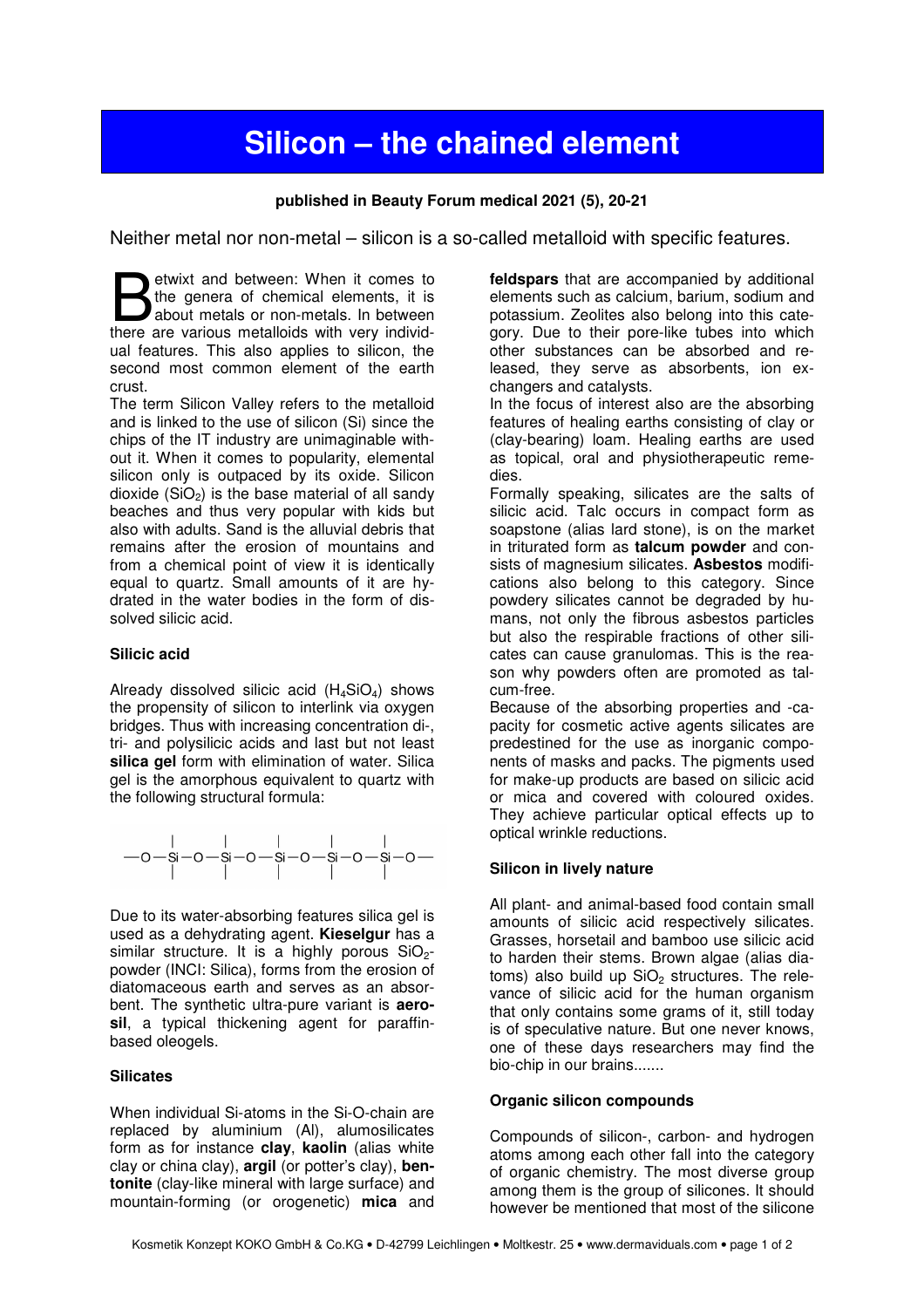# Silicon – the chained element

**published in Beauty Forum medical 2021 (5), 20-21**

Neither metal nor non-metal – silicon is a so-called metalloid with specific features.

Betwixt and between: When it comes to the genera of chemical elements, it is about metals or non-metals. In between there are various metalloids with very individual features. This also applies to silicon, the second most common element of the earth crust.

The term Silicon Valley refers to the metalloid and is linked to the use of silicon (Si) since the chips of the IT industry are unimaginable without it. When it comes to popularity, elemental silicon only is outpaced by its oxide. Silicon dioxide ($SiO_2$) is the base material of all sandy beaches and thus very popular with kids but also with adults. Sand is the alluvial debris that remains after the erosion of mountains and from a chemical point of view it is identically equal to quartz. Small amounts of it are hydrated in the water bodies in the form of dissolved silicic acid.

## Silicic acid

Already dissolved silicic acid ($H_4SiO_4$) shows the propensity of silicon to interlink via oxygen bridges. Thus with increasing concentration di-, tri- and polysilicic acids and last but not least **silica gel** form with elimination of water. Silica gel is the amorphous equivalent to quartz with the following structural formula:

$$—O—Si—O—Si—O—Si—O—Si—O—Si—O—$$

Due to its water-absorbing features silica gel is used as a dehydrating agent. **Kieselgur** has a similar structure. It is a highly porous $SiO_2$-powder (INCI: Silica), forms from the erosion of diatomaceous earth and serves as an absorbent. The synthetic ultra-pure variant is **aerosil**, a typical thickening agent for paraffin-based oleogels.

## Silicates

When individual Si-atoms in the Si-O-chain are replaced by aluminium (Al), alumosilicates form as for instance **clay**, **kaolin** (alias white clay or china clay), **argil** (or potter's clay), **bentonite** (clay-like mineral with large surface) and mountain-forming (or orogenetic) **mica** and **feldspars** that are accompanied by additional elements such as calcium, barium, sodium and potassium. Zeolites also belong into this category. Due to their pore-like tubes into which other substances can be absorbed and released, they serve as absorbents, ion exchangers and catalysts.

In the focus of interest also are the absorbing features of healing earths consisting of clay or (clay-bearing) loam. Healing earths are used as topical, oral and physiotherapeutic remedies.

Formally speaking, silicates are the salts of silicic acid. Talc occurs in compact form as soapstone (alias lard stone), is on the market in triturated form as **talcum powder** and consists of magnesium silicates. **Asbestos** modifications also belong to this category. Since powdery silicates cannot be degraded by humans, not only the fibrous asbestos particles but also the respirable fractions of other silicates can cause granulomas. This is the reason why powders often are promoted as talcum-free.

Because of the absorbing properties and -capacity for cosmetic active agents silicates are predestined for the use as inorganic components of masks and packs. The pigments used for make-up products are based on silicic acid or mica and covered with coloured oxides. They achieve particular optical effects up to optical wrinkle reductions.

## Silicon in lively nature

All plant- and animal-based food contain small amounts of silicic acid respectively silicates. Grasses, horsetail and bamboo use silicic acid to harden their stems. Brown algae (alias diatoms) also build up $SiO_2$ structures. The relevance of silicic acid for the human organism that only contains some grams of it, still today is of speculative nature. But one never knows, one of these days researchers may find the bio-chip in our brains.......

## Organic silicon compounds

Compounds of silicon-, carbon- and hydrogen atoms among each other fall into the category of organic chemistry. The most diverse group among them is the group of silicones. It should however be mentioned that most of the silicone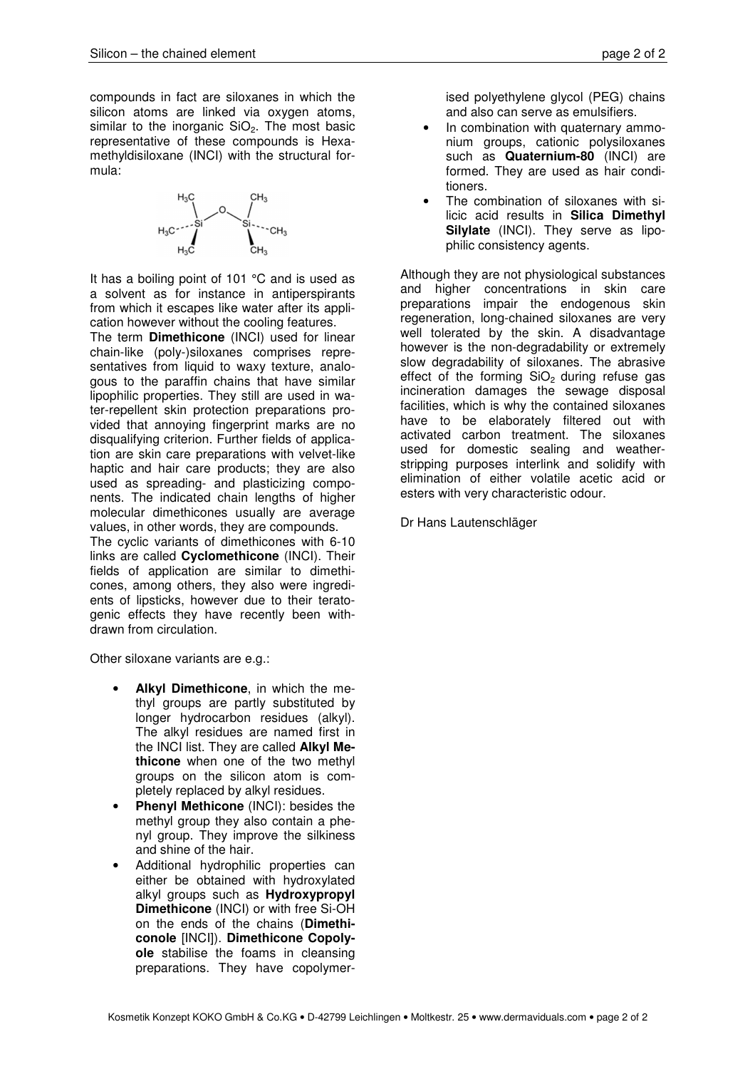compounds in fact are siloxanes in which the silicon atoms are linked via oxygen atoms, similar to the inorganic $SiO_2$. The most basic representative of these compounds is Hexamethyldisiloxane (INCI) with the structural formula:

It has a boiling point of 101 °C and is used as a solvent as for instance in antiperspirants from which it escapes like water after its application however without the cooling features.

The term **Dimethicone** (INCI) used for linear chain-like (poly-)siloxanes comprises representatives from liquid to waxy texture, analogous to the paraffin chains that have similar lipophilic properties. They still are used in water-repellent skin protection preparations provided that annoying fingerprint marks are no disqualifying criterion. Further fields of application are skin care preparations with velvet-like haptic and hair care products; they are also used as spreading- and plasticizing components. The indicated chain lengths of higher molecular dimethicones usually are average values, in other words, they are compounds.

The cyclic variants of dimethicones with 6-10 links are called **Cyclomethicone** (INCI). Their fields of application are similar to dimethicones, among others, they also were ingredients of lipsticks, however due to their teratogenic effects they have recently been withdrawn from circulation.

Other siloxane variants are e.g.:

- **Alkyl Dimethicone**, in which the methyl groups are partly substituted by longer hydrocarbon residues (alkyl). The alkyl residues are named first in the INCI list. They are called **Alkyl Methicone** when one of the two methyl groups on the silicon atom is completely replaced by alkyl residues.
- **Phenyl Methicone** (INCI): besides the methyl group they also contain a phenyl group. They improve the silkiness and shine of the hair.
- Additional hydrophilic properties can either be obtained with hydroxylated alkyl groups such as **Hydroxypropyl Dimethicone** (INCI) or with free Si-OH on the ends of the chains (**Dimethiconole** [INCI]). **Dimethicone Copolyole** stabilise the foams in cleansing preparations. They have copolymerised polyethylene glycol (PEG) chains and also can serve as emulsifiers.
- In combination with quaternary ammonium groups, cationic polysiloxanes such as **Quaternium-80** (INCI) are formed. They are used as hair conditioners.
- The combination of siloxanes with silicic acid results in **Silica Dimethyl Silylate** (INCI). They serve as lipophilic consistency agents.

Although they are not physiological substances and higher concentrations in skin care preparations impair the endogenous skin regeneration, long-chained siloxanes are very well tolerated by the skin. A disadvantage however is the non-degradability or extremely slow degradability of siloxanes. The abrasive effect of the forming $SiO_2$ during refuse gas incineration damages the sewage disposal facilities, which is why the contained siloxanes have to be elaborately filtered out with activated carbon treatment. The siloxanes used for domestic sealing and weather-stripping purposes interlink and solidify with elimination of either volatile acetic acid or esters with very characteristic odour.

Dr Hans Lautenschläger